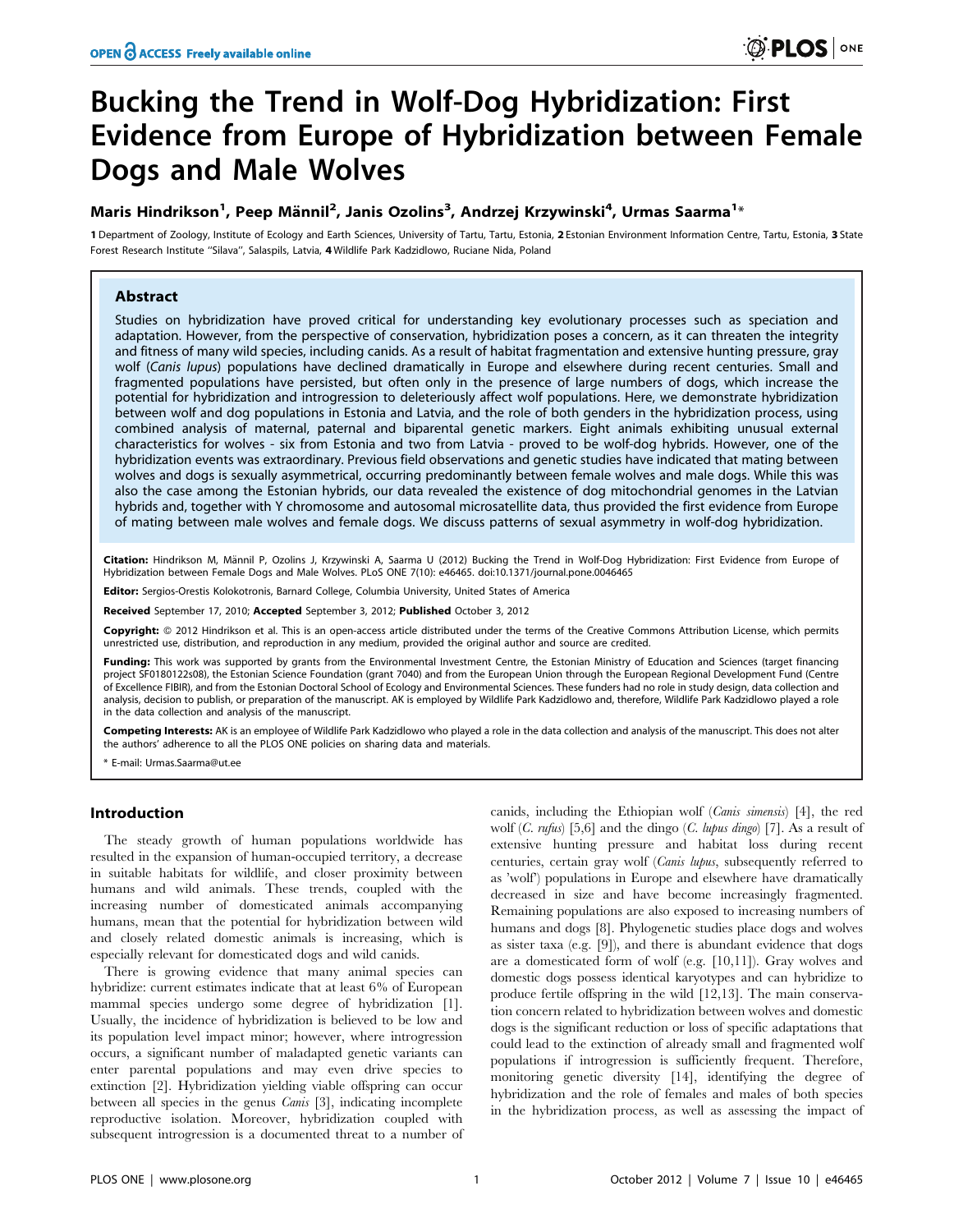# Bucking the Trend in Wolf-Dog Hybridization: First Evidence from Europe of Hybridization between Female Dogs and Male Wolves

**Maris Hindrikson[1], Peep Männil[2], Janis Ozolins[3], Andrzej Krzywinski[4], Urmas Saarma[1]***

**1** Department of Zoology, Institute of Ecology and Earth Sciences, University of Tartu, Tartu, Estonia, **2** Estonian Environment Information Centre, Tartu, Estonia, **3** State Forest Research Institute "Silava", Salaspils, Latvia, **4** Wildlife Park Kadzidlowo, Ruciane Nida, Poland

## Abstract

Studies on hybridization have proved critical for understanding key evolutionary processes such as speciation and adaptation. However, from the perspective of conservation, hybridization poses a concern, as it can threaten the integrity and fitness of many wild species, including canids. As a result of habitat fragmentation and extensive hunting pressure, gray wolf (*Canis lupus*) populations have declined dramatically in Europe and elsewhere during recent centuries. Small and fragmented populations have persisted, but often only in the presence of large numbers of dogs, which increase the potential for hybridization and introgression to deleteriously affect wolf populations. Here, we demonstrate hybridization between wolf and dog populations in Estonia and Latvia, and the role of both genders in the hybridization process, using combined analysis of maternal, paternal and biparental genetic markers. Eight animals exhibiting unusual external characteristics for wolves - six from Estonia and two from Latvia - proved to be wolf-dog hybrids. However, one of the hybridization events was extraordinary. Previous field observations and genetic studies have indicated that mating between wolves and dogs is sexually asymmetrical, occurring predominantly between female wolves and male dogs. While this was also the case among the Estonian hybrids, our data revealed the existence of dog mitochondrial genomes in the Latvian hybrids and, together with Y chromosome and autosomal microsatellite data, thus provided the first evidence from Europe of mating between male wolves and female dogs. We discuss patterns of sexual asymmetry in wolf-dog hybridization.

**Citation:** Hindrikson M, Männil P, Ozolins J, Krzywinski A, Saarma U (2012) Bucking the Trend in Wolf-Dog Hybridization: First Evidence from Europe of Hybridization between Female Dogs and Male Wolves. PLoS ONE 7(10): e46465. doi:10.1371/journal.pone.0046465

**Editor:** Sergios-Orestis Kolokotronis, Barnard College, Columbia University, United States of America

**Received** September 17, 2010; **Accepted** September 3, 2012; **Published** October 3, 2012

**Copyright:** © 2012 Hindrikson et al. This is an open-access article distributed under the terms of the Creative Commons Attribution License, which permits unrestricted use, distribution, and reproduction in any medium, provided the original author and source are credited.

**Funding:** This work was supported by grants from the Environmental Investment Centre, the Estonian Ministry of Education and Sciences (target financing project SF0180122s08), the Estonian Science Foundation (grant 7040) and from the European Union through the European Regional Development Fund (Centre of Excellence FIBIR), and from the Estonian Doctoral School of Ecology and Environmental Sciences. These funders had no role in study design, data collection and analysis, decision to publish, or preparation of the manuscript. AK is employed by Wildlife Park Kadzidlowo and, therefore, Wildlife Park Kadzidlowo played a role in the data collection and analysis of the manuscript.

**Competing Interests:** AK is an employee of Wildlife Park Kadzidlowo who played a role in the data collection and analysis of the manuscript. This does not alter the authors' adherence to all the PLOS ONE policies on sharing data and materials.

\* E-mail: Urmas.Saarma@ut.ee

## Introduction

The steady growth of human populations worldwide has resulted in the expansion of human-occupied territory, a decrease in suitable habitats for wildlife, and closer proximity between humans and wild animals. These trends, coupled with the increasing number of domesticated animals accompanying humans, mean that the potential for hybridization between wild and closely related domestic animals is increasing, which is especially relevant for domesticated dogs and wild canids.

There is growing evidence that many animal species can hybridize: current estimates indicate that at least 6% of European mammal species undergo some degree of hybridization [1]. Usually, the incidence of hybridization is believed to be low and its population level impact minor; however, where introgression occurs, a significant number of maladapted genetic variants can enter parental populations and may even drive species to extinction [2]. Hybridization yielding viable offspring can occur between all species in the genus *Canis* [3], indicating incomplete reproductive isolation. Moreover, hybridization coupled with subsequent introgression is a documented threat to a number of canids, including the Ethiopian wolf (*Canis simensis*) [4], the red wolf (*C. rufus*) [5,6] and the dingo (*C. lupus dingo*) [7]. As a result of extensive hunting pressure and habitat loss during recent centuries, certain gray wolf (*Canis lupus*, subsequently referred to as 'wolf') populations in Europe and elsewhere have dramatically decreased in size and have become increasingly fragmented. Remaining populations are also exposed to increasing numbers of humans and dogs [8]. Phylogenetic studies place dogs and wolves as sister taxa (e.g. [9]), and there is abundant evidence that dogs are a domesticated form of wolf (e.g. [10,11]). Gray wolves and domestic dogs possess identical karyotypes and can hybridize to produce fertile offspring in the wild [12,13]. The main conservation concern related to hybridization between wolves and domestic dogs is the significant reduction or loss of specific adaptations that could lead to the extinction of already small and fragmented wolf populations if introgression is sufficiently frequent. Therefore, monitoring genetic diversity [14], identifying the degree of hybridization and the role of females and males of both species in the hybridization process, as well as assessing the impact of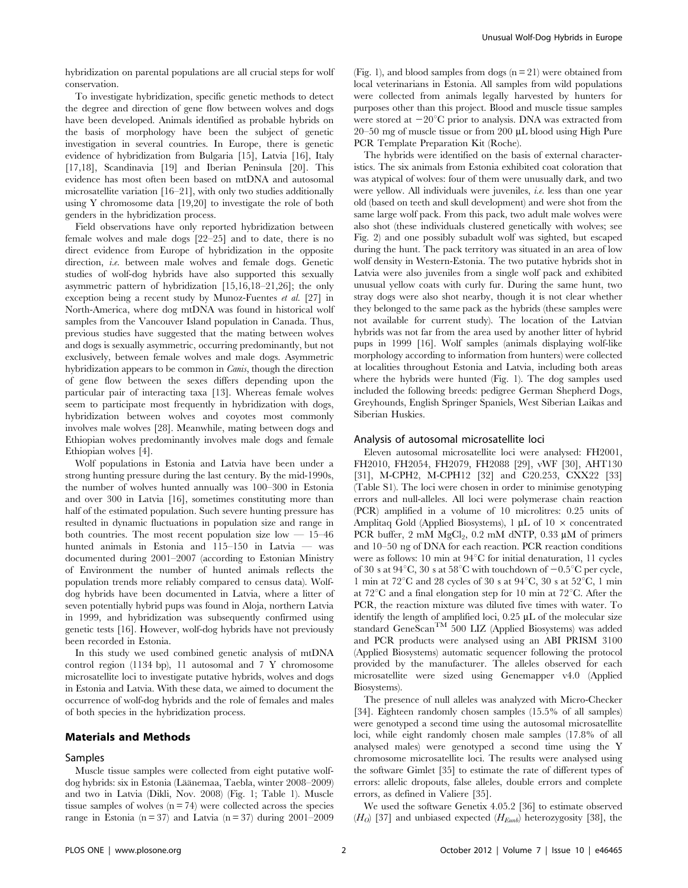hybridization on parental populations are all crucial steps for wolf conservation.

To investigate hybridization, specific genetic methods to detect the degree and direction of gene flow between wolves and dogs have been developed. Animals identified as probable hybrids on the basis of morphology have been the subject of genetic investigation in several countries. In Europe, there is genetic evidence of hybridization from Bulgaria [15], Latvia [16], Italy [17,18], Scandinavia [19] and Iberian Peninsula [20]. This evidence has most often been based on mtDNA and autosomal microsatellite variation [16–21], with only two studies additionally using Y chromosome data [19,20] to investigate the role of both genders in the hybridization process.

Field observations have only reported hybridization between female wolves and male dogs [22–25] and to date, there is no direct evidence from Europe of hybridization in the opposite direction, *i.e.* between male wolves and female dogs. Genetic studies of wolf-dog hybrids have also supported this sexually asymmetric pattern of hybridization [15,16,18–21,26]; the only exception being a recent study by Munoz-Fuentes *et al.* [27] in North-America, where dog mtDNA was found in historical wolf samples from the Vancouver Island population in Canada. Thus, previous studies have suggested that the mating between wolves and dogs is sexually asymmetric, occurring predominantly, but not exclusively, between female wolves and male dogs. Asymmetric hybridization appears to be common in *Canis*, though the direction of gene flow between the sexes differs depending upon the particular pair of interacting taxa [13]. Whereas female wolves seem to participate most frequently in hybridization with dogs, hybridization between wolves and coyotes most commonly involves male wolves [28]. Meanwhile, mating between dogs and Ethiopian wolves predominantly involves male dogs and female Ethiopian wolves [4].

Wolf populations in Estonia and Latvia have been under a strong hunting pressure during the last century. By the mid-1990s, the number of wolves hunted annually was 100–300 in Estonia and over 300 in Latvia [16], sometimes constituting more than half of the estimated population. Such severe hunting pressure has resulted in dynamic fluctuations in population size and range in both countries. The most recent population size low — 15–46 hunted animals in Estonia and 115–150 in Latvia — was documented during 2001–2007 (according to Estonian Ministry of Environment the number of hunted animals reflects the population trends more reliably compared to census data). Wolf-dog hybrids have been documented in Latvia, where a litter of seven potentially hybrid pups was found in Aloja, northern Latvia in 1999, and hybridization was subsequently confirmed using genetic tests [16]. However, wolf-dog hybrids have not previously been recorded in Estonia.

In this study we used combined genetic analysis of mtDNA control region (1134 bp), 11 autosomal and 7 Y chromosome microsatellite loci to investigate putative hybrids, wolves and dogs in Estonia and Latvia. With these data, we aimed to document the occurrence of wolf-dog hybrids and the role of females and males of both species in the hybridization process.

## Materials and Methods

### Samples

Muscle tissue samples were collected from eight putative wolf-dog hybrids: six in Estonia (Läänemaa, Taebla, winter 2008–2009) and two in Latvia (Dikli, Nov. 2008) (Fig. 1; Table 1). Muscle tissue samples of wolves (n = 74) were collected across the species range in Estonia (n = 37) and Latvia (n = 37) during 2001–2009 (Fig. 1), and blood samples from dogs (n = 21) were obtained from local veterinarians in Estonia. All samples from wild populations were collected from animals legally harvested by hunters for purposes other than this project. Blood and muscle tissue samples were stored at −20°C prior to analysis. DNA was extracted from 20–50 mg of muscle tissue or from 200 µL blood using High Pure PCR Template Preparation Kit (Roche).

The hybrids were identified on the basis of external characteristics. The six animals from Estonia exhibited coat coloration that was atypical of wolves: four of them were unusually dark, and two were yellow. All individuals were juveniles, *i.e.* less than one year old (based on teeth and skull development) and were shot from the same large wolf pack. From this pack, two adult male wolves were also shot (these individuals clustered genetically with wolves; see Fig. 2) and one possibly subadult wolf was sighted, but escaped during the hunt. The pack territory was situated in an area of low wolf density in Western-Estonia. The two putative hybrids shot in Latvia were also juveniles from a single wolf pack and exhibited unusual yellow coats with curly fur. During the same hunt, two stray dogs were also shot nearby, though it is not clear whether they belonged to the same pack as the hybrids (these samples were not available for current study). The location of the Latvian hybrids was not far from the area used by another litter of hybrid pups in 1999 [16]. Wolf samples (animals displaying wolf-like morphology according to information from hunters) were collected at localities throughout Estonia and Latvia, including both areas where the hybrids were hunted (Fig. 1). The dog samples used included the following breeds: pedigree German Shepherd Dogs, Greyhounds, English Springer Spaniels, West Siberian Laikas and Siberian Huskies.

### Analysis of autosomal microsatellite loci

Eleven autosomal microsatellite loci were analysed: FH2001, FH2010, FH2054, FH2079, FH2088 [29], vWF [30], AHT130 [31], M-CPH2, M-CPH12 [32] and C20.253, CXX22 [33] (Table S1). The loci were chosen in order to minimise genotyping errors and null-alleles. All loci were polymerase chain reaction (PCR) amplified in a volume of 10 microlitres: 0.25 units of Amplitaq Gold (Applied Biosystems), 1 µL of 10 × concentrated PCR buffer, 2 mM $MgCl_2$, 0.2 mM dNTP, 0.33 µM of primers and 10–50 ng of DNA for each reaction. PCR reaction conditions were as follows: 10 min at 94°C for initial denaturation, 11 cycles of 30 s at 94°C, 30 s at 58°C with touchdown of −0.5°C per cycle, 1 min at 72°C and 28 cycles of 30 s at 94°C, 30 s at 52°C, 1 min at 72°C and a final elongation step for 10 min at 72°C. After the PCR, the reaction mixture was diluted five times with water. To identify the length of amplified loci, 0.25 µL of the molecular size standard GeneScan™ 500 LIZ (Applied Biosystems) was added and PCR products were analysed using an ABI PRISM 3100 (Applied Biosystems) automatic sequencer following the protocol provided by the manufacturer. The alleles observed for each microsatellite were sized using Genemapper v4.0 (Applied Biosystems).

The presence of null alleles was analyzed with Micro-Checker [34]. Eighteen randomly chosen samples (15.5% of all samples) were genotyped a second time using the autosomal microsatellite loci, while eight randomly chosen male samples (17.8% of all analysed males) were genotyped a second time using the Y chromosome microsatellite loci. The results were analysed using the software Gimlet [35] to estimate the rate of different types of errors: allelic dropouts, false alleles, double errors and complete errors, as defined in Valiere [35].

We used the software Genetix 4.05.2 [36] to estimate observed ($H_O$) [37] and unbiased expected ($H_{Eunb}$) heterozygosity [38], the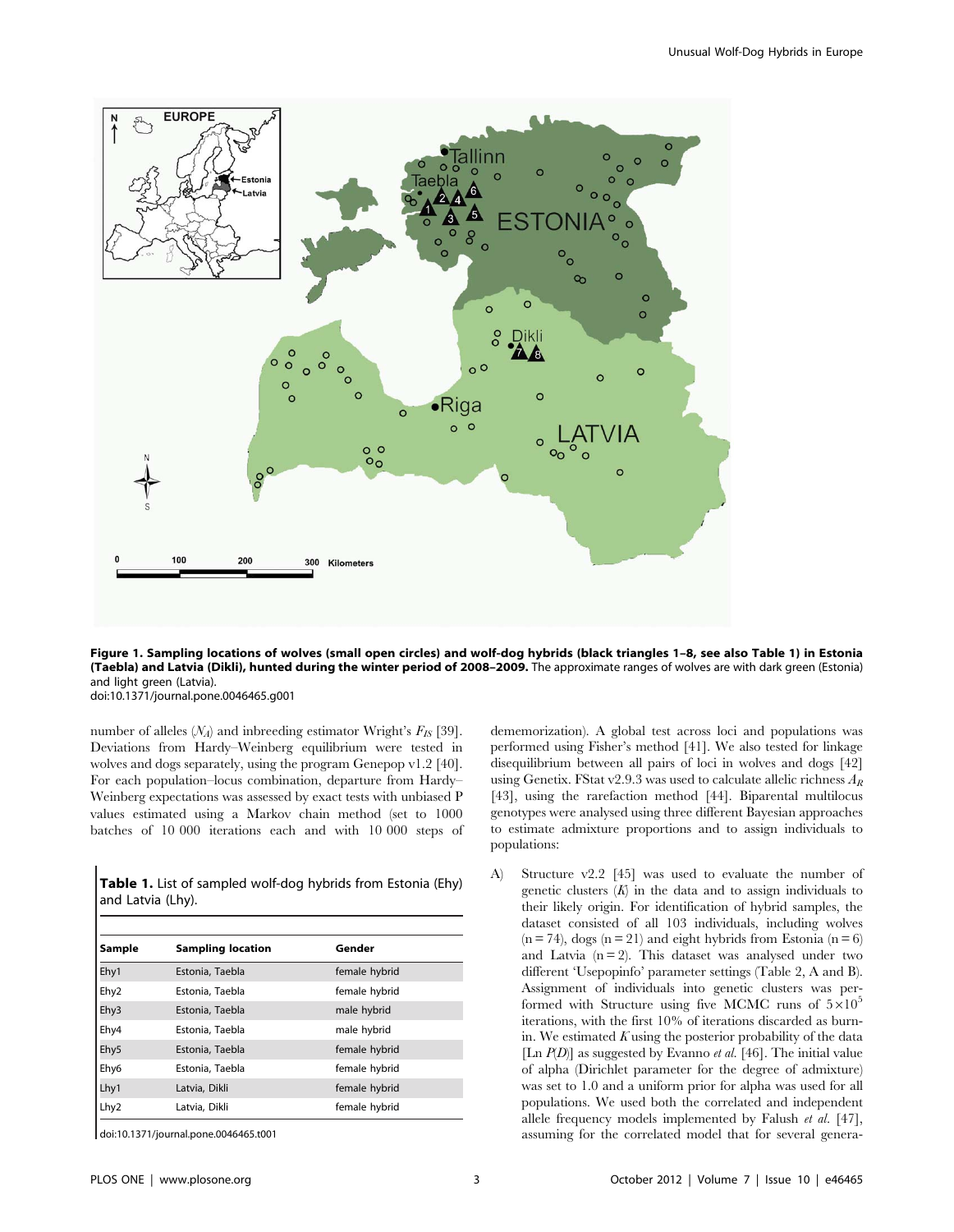**Figure 1. Sampling locations of wolves (small open circles) and wolf-dog hybrids (black triangles 1–8, see also Table 1) in Estonia (Taebla) and Latvia (Dikli), hunted during the winter period of 2008–2009.** The approximate ranges of wolves are with dark green (Estonia) and light green (Latvia).
doi:10.1371/journal.pone.0046465.g001

number of alleles ($N_A$) and inbreeding estimator Wright's $F_{IS}$ [39]. Deviations from Hardy–Weinberg equilibrium were tested in wolves and dogs separately, using the program Genepop v1.2 [40]. For each population–locus combination, departure from Hardy–Weinberg expectations was assessed by exact tests with unbiased P values estimated using a Markov chain method (set to 1000 batches of 10 000 iterations each and with 10 000 steps of dememorization). A global test across loci and populations was performed using Fisher's method [41]. We also tested for linkage disequilibrium between all pairs of loci in wolves and dogs [42] using Genetix. FStat v2.9.3 was used to calculate allelic richness $A_R$ [43], using the rarefaction method [44]. Biparental multilocus genotypes were analysed using three different Bayesian approaches to estimate admixture proportions and to assign individuals to populations:

**Table 1.** List of sampled wolf-dog hybrids from Estonia (Ehy) and Latvia (Lhy).

| Sample | Sampling location | Gender |
|---|---|---|
| Ehy1 | Estonia, Taebla | female hybrid |
| Ehy2 | Estonia, Taebla | female hybrid |
| Ehy3 | Estonia, Taebla | male hybrid |
| Ehy4 | Estonia, Taebla | male hybrid |
| Ehy5 | Estonia, Taebla | female hybrid |
| Ehy6 | Estonia, Taebla | female hybrid |
| Lhy1 | Latvia, Dikli | female hybrid |
| Lhy2 | Latvia, Dikli | female hybrid |

doi:10.1371/journal.pone.0046465.t001

A) Structure v2.2 [45] was used to evaluate the number of genetic clusters ($K$) in the data and to assign individuals to their likely origin. For identification of hybrid samples, the dataset consisted of all 103 individuals, including wolves (n = 74), dogs (n = 21) and eight hybrids from Estonia (n = 6) and Latvia (n = 2). This dataset was analysed under two different 'Usepopinfo' parameter settings (Table 2, A and B). Assignment of individuals into genetic clusters was performed with Structure using five MCMC runs of $5\times10^5$ iterations, with the first 10% of iterations discarded as burn-in. We estimated $K$ using the posterior probability of the data [Ln $P(D)$] as suggested by Evanno *et al.* [46]. The initial value of alpha (Dirichlet parameter for the degree of admixture) was set to 1.0 and a uniform prior for alpha was used for all populations. We used both the correlated and independent allele frequency models implemented by Falush *et al.* [47], assuming for the correlated model that for several genera-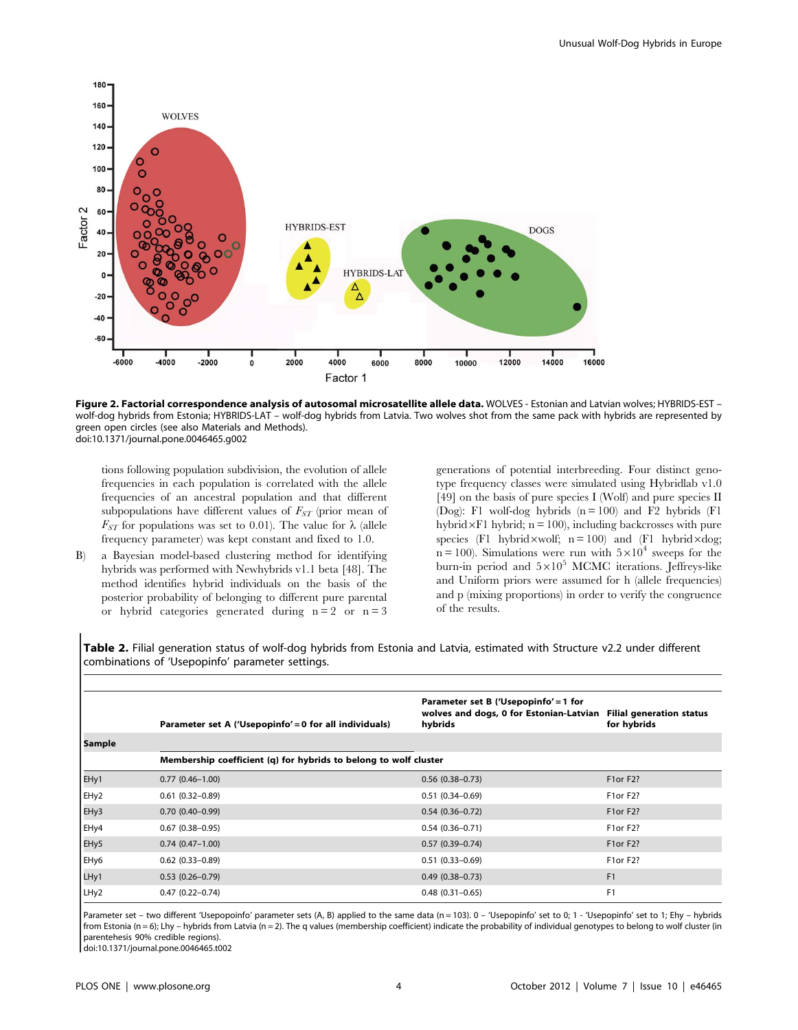**Figure 2. Factorial correspondence analysis of autosomal microsatellite allele data.** WOLVES - Estonian and Latvian wolves; HYBRIDS-EST – wolf-dog hybrids from Estonia; HYBRIDS-LAT – wolf-dog hybrids from Latvia. Two wolves shot from the same pack with hybrids are represented by green open circles (see also Materials and Methods).
doi:10.1371/journal.pone.0046465.g002

tions following population subdivision, the evolution of allele frequencies in each population is correlated with the allele frequencies of an ancestral population and that different subpopulations have different values of $F_{ST}$ (prior mean of $F_{ST}$ for populations was set to 0.01). The value for $\lambda$ (allele frequency parameter) was kept constant and fixed to 1.0.

B) a Bayesian model-based clustering method for identifying hybrids was performed with Newhybrids v1.1 beta [48]. The method identifies hybrid individuals on the basis of the posterior probability of belonging to different pure parental or hybrid categories generated during n = 2 or n = 3 generations of potential interbreeding. Four distinct genotype frequency classes were simulated using Hybridlab v1.0 [49] on the basis of pure species I (Wolf) and pure species II (Dog): F1 wolf-dog hybrids (n = 100) and F2 hybrids (F1 hybrid×F1 hybrid; n = 100), including backcrosses with pure species (F1 hybrid×wolf; n = 100) and (F1 hybrid×dog; n = 100). Simulations were run with $5 \times 10^{4}$ sweeps for the burn-in period and $5 \times 10^{5}$ MCMC iterations. Jeffreys-like and Uniform priors were assumed for h (allele frequencies) and p (mixing proportions) in order to verify the congruence of the results.

**Table 2.** Filial generation status of wolf-dog hybrids from Estonia and Latvia, estimated with Structure v2.2 under different combinations of 'Usepopinfo' parameter settings.

| Sample | Parameter set A ('Usepopinfo' = 0 for all individuals) | Parameter set B ('Usepopinfo' = 1 for wolves and dogs, 0 for Estonian-Latvian hybrids | Filial generation status for hybrids |
|---|---|---|---|
| | Membership coefficient (q) for hybrids to belong to wolf cluster | | |
| EHy1 | 0.77 (0.46–1.00) | 0.56 (0.38–0.73) | F1or F2? |
| EHy2 | 0.61 (0.32–0.89) | 0.51 (0.34–0.69) | F1or F2? |
| EHy3 | 0.70 (0.40–0.99) | 0.54 (0.36–0.72) | F1or F2? |
| EHy4 | 0.67 (0.38–0.95) | 0.54 (0.36–0.71) | F1or F2? |
| EHy5 | 0.74 (0.47–1.00) | 0.57 (0.39–0.74) | F1or F2? |
| EHy6 | 0.62 (0.33–0.89) | 0.51 (0.33–0.69) | F1or F2? |
| LHy1 | 0.53 (0.26–0.79) | 0.49 (0.38–0.73) | F1 |
| LHy2 | 0.47 (0.22–0.74) | 0.48 (0.31–0.65) | F1 |

Parameter set – two different 'Usepopoinfo' parameter sets (A, B) applied to the same data (n = 103). 0 – 'Usepopinfo' set to 0; 1 - 'Usepopinfo' set to 1; Ehy – hybrids from Estonia (n = 6); Lhy – hybrids from Latvia (n = 2). The q values (membership coefficient) indicate the probability of individual genotypes to belong to wolf cluster (in parentehesis 90% credible regions).
doi:10.1371/journal.pone.0046465.t002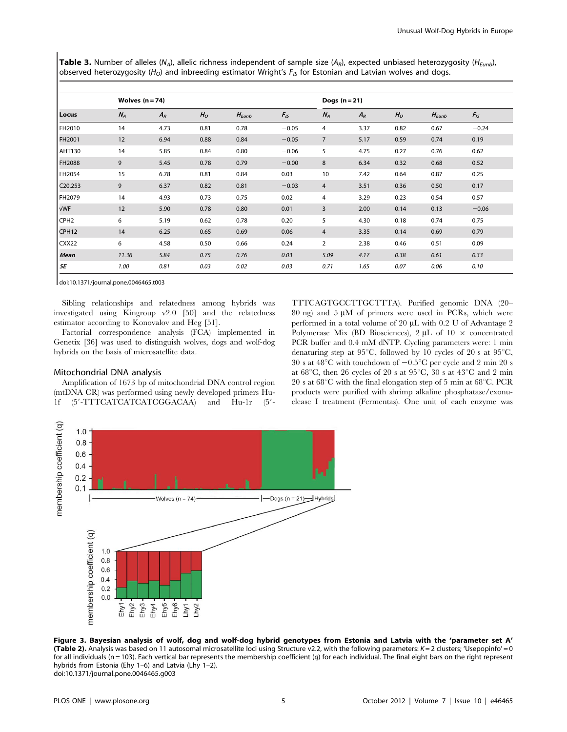**Table 3.** Number of alleles ($N_A$), allelic richness independent of sample size ($A_R$), expected unbiased heterozygosity ($H_{Eunb}$), observed heterozygosity ($H_O$) and inbreeding estimator Wright's $F_{IS}$ for Estonian and Latvian wolves and dogs.

| | Wolves (n = 74) | | | | | Dogs (n = 21) | | | | |
|---|---|---|---|---|---|---|---|---|---|---|
| **Locus** | $N_A$ | $A_R$ | $H_O$ | $H_{Eunb}$ | $F_{IS}$ | $N_A$ | $A_R$ | $H_O$ | $H_{Eunb}$ | $F_{IS}$ |
| FH2010 | 14 | 4.73 | 0.81 | 0.78 | −0.05 | 4 | 3.37 | 0.82 | 0.67 | −0.24 |
| FH2001 | 12 | 6.94 | 0.88 | 0.84 | −0.05 | 7 | 5.17 | 0.59 | 0.74 | 0.19 |
| AHT130 | 14 | 5.85 | 0.84 | 0.80 | −0.06 | 5 | 4.75 | 0.27 | 0.76 | 0.62 |
| FH2088 | 9 | 5.45 | 0.78 | 0.79 | −0.00 | 8 | 6.34 | 0.32 | 0.68 | 0.52 |
| FH2054 | 15 | 6.78 | 0.81 | 0.84 | 0.03 | 10 | 7.42 | 0.64 | 0.87 | 0.25 |
| C20.253 | 9 | 6.37 | 0.82 | 0.81 | −0.03 | 4 | 3.51 | 0.36 | 0.50 | 0.17 |
| FH2079 | 14 | 4.93 | 0.73 | 0.75 | 0.02 | 4 | 3.29 | 0.23 | 0.54 | 0.57 |
| vWF | 12 | 5.90 | 0.78 | 0.80 | 0.01 | 3 | 2.00 | 0.14 | 0.13 | −0.06 |
| CPH2 | 6 | 5.19 | 0.62 | 0.78 | 0.20 | 5 | 4.30 | 0.18 | 0.74 | 0.75 |
| CPH12 | 14 | 6.25 | 0.65 | 0.69 | 0.06 | 4 | 3.35 | 0.14 | 0.69 | 0.79 |
| CXX22 | 6 | 4.58 | 0.50 | 0.66 | 0.24 | 2 | 2.38 | 0.46 | 0.51 | 0.09 |
| ***Mean*** | *11.36* | *5.84* | *0.75* | *0.76* | *0.03* | *5.09* | *4.17* | *0.38* | *0.61* | *0.33* |
| ***SE*** | *1.00* | *0.81* | *0.03* | *0.02* | *0.03* | *0.71* | *1.65* | *0.07* | *0.06* | *0.10* |

doi:10.1371/journal.pone.0046465.t003

Sibling relationships and relatedness among hybrids was investigated using Kingroup v2.0 [50] and the relatedness estimator according to Konovalov and Heg [51].

Factorial correspondence analysis (FCA) implemented in Genetix [36] was used to distinguish wolves, dogs and wolf-dog hybrids on the basis of microsatellite data.

## Mitochondrial DNA analysis

Amplification of 1673 bp of mitochondrial DNA control region (mtDNA CR) was performed using newly developed primers Hu-1f (5′-TTTCATCATCATCGGACAA) and Hu-1r (5′-TTTCAGTGCCTTGCTTTA). Purified genomic DNA (20–80 ng) and 5 μM of primers were used in PCRs, which were performed in a total volume of 20 μL with 0.2 U of Advantage 2 Polymerase Mix (BD Biosciences), 2 μL of 10 × concentrated PCR buffer and 0.4 mM dNTP. Cycling parameters were: 1 min denaturing step at 95°C, followed by 10 cycles of 20 s at 95°C, 30 s at 48°C with touchdown of −0.5°C per cycle and 2 min 20 s at 68°C, then 26 cycles of 20 s at 95°C, 30 s at 43°C and 2 min 20 s at 68°C with the final elongation step of 5 min at 68°C. PCR products were purified with shrimp alkaline phosphatase/exonuclease I treatment (Fermentas). One unit of each enzyme was

**Figure 3. Bayesian analysis of wolf, dog and wolf-dog hybrid genotypes from Estonia and Latvia with the 'parameter set A' (Table 2).** Analysis was based on 11 autosomal microsatellite loci using Structure v2.2, with the following parameters: $K = 2$ clusters; 'Usepopinfo' = 0 for all individuals (n = 103). Each vertical bar represents the membership coefficient ($q$) for each individual. The final eight bars on the right represent hybrids from Estonia (Ehy 1–6) and Latvia (Lhy 1–2).
doi:10.1371/journal.pone.0046465.g003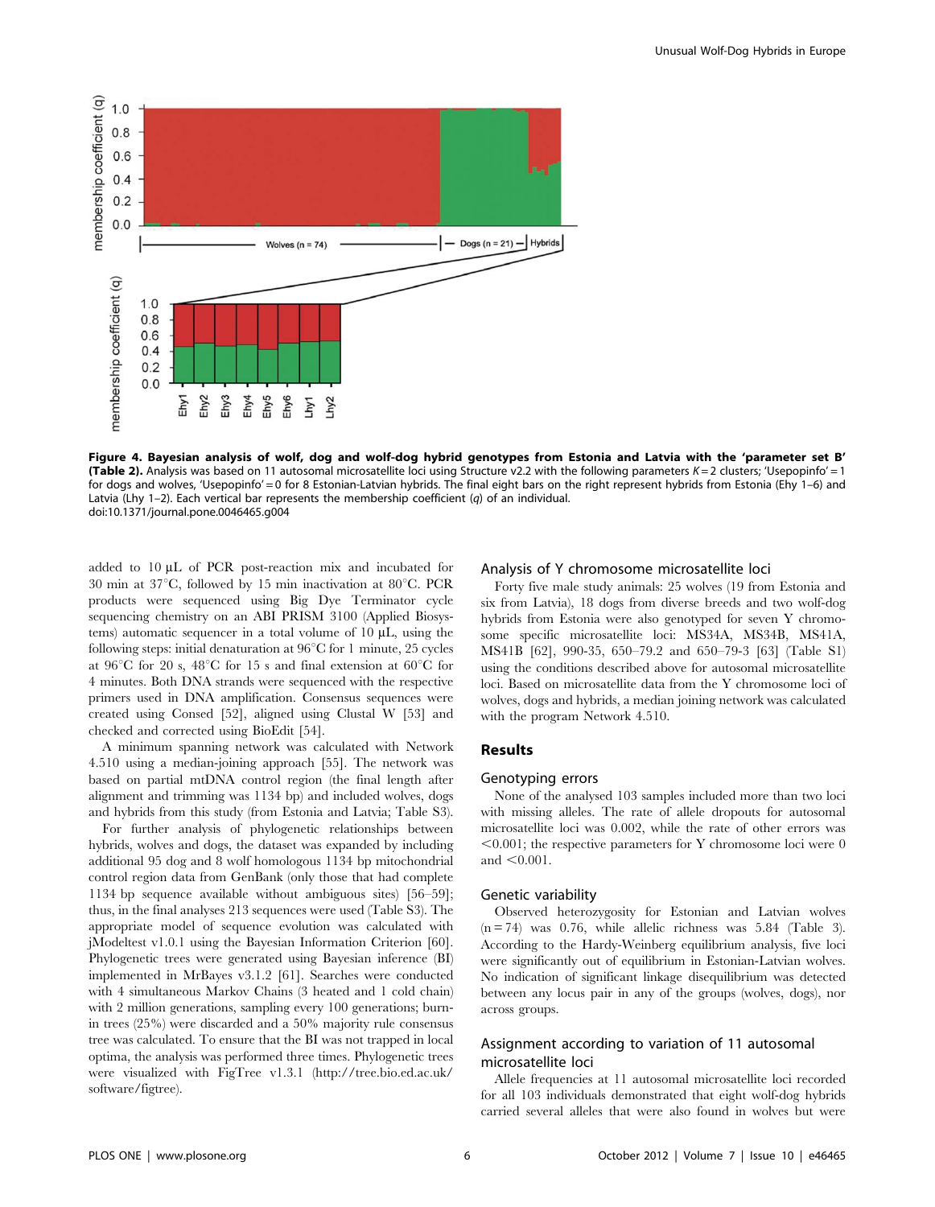Figure 4. Bayesian analysis of wolf, dog and wolf-dog hybrid genotypes from Estonia and Latvia with the 'parameter set B' (Table 2). Analysis was based on 11 autosomal microsatellite loci using Structure v2.2 with the following parameters $K = 2$ clusters; 'Usepopinfo' = 1 for dogs and wolves, 'Usepopinfo' = 0 for 8 Estonian-Latvian hybrids. The final eight bars on the right represent hybrids from Estonia (Ehy 1–6) and Latvia (Lhy 1–2). Each vertical bar represents the membership coefficient ($q$) of an individual.
doi:10.1371/journal.pone.0046465.g004

added to 10 µL of PCR post-reaction mix and incubated for 30 min at 37°C, followed by 15 min inactivation at 80°C. PCR products were sequenced using Big Dye Terminator cycle sequencing chemistry on an ABI PRISM 3100 (Applied Biosystems) automatic sequencer in a total volume of 10 µL, using the following steps: initial denaturation at 96°C for 1 minute, 25 cycles at 96°C for 20 s, 48°C for 15 s and final extension at 60°C for 4 minutes. Both DNA strands were sequenced with the respective primers used in DNA amplification. Consensus sequences were created using Consed [52], aligned using Clustal W [53] and checked and corrected using BioEdit [54].

A minimum spanning network was calculated with Network 4.510 using a median-joining approach [55]. The network was based on partial mtDNA control region (the final length after alignment and trimming was 1134 bp) and included wolves, dogs and hybrids from this study (from Estonia and Latvia; Table S3).

For further analysis of phylogenetic relationships between hybrids, wolves and dogs, the dataset was expanded by including additional 95 dog and 8 wolf homologous 1134 bp mitochondrial control region data from GenBank (only those that had complete 1134 bp sequence available without ambiguous sites) [56–59]; thus, in the final analyses 213 sequences were used (Table S3). The appropriate model of sequence evolution was calculated with jModeltest v1.0.1 using the Bayesian Information Criterion [60]. Phylogenetic trees were generated using Bayesian inference (BI) implemented in MrBayes v3.1.2 [61]. Searches were conducted with 4 simultaneous Markov Chains (3 heated and 1 cold chain) with 2 million generations, sampling every 100 generations; burn-in trees (25%) were discarded and a 50% majority rule consensus tree was calculated. To ensure that the BI was not trapped in local optima, the analysis was performed three times. Phylogenetic trees were visualized with FigTree v1.3.1 (http://tree.bio.ed.ac.uk/software/figtree).

### Analysis of Y chromosome microsatellite loci

Forty five male study animals: 25 wolves (19 from Estonia and six from Latvia), 18 dogs from diverse breeds and two wolf-dog hybrids from Estonia were also genotyped for seven Y chromosome specific microsatellite loci: MS34A, MS34B, MS41A, MS41B [62], 990-35, 650–79.2 and 650–79-3 [63] (Table S1) using the conditions described above for autosomal microsatellite loci. Based on microsatellite data from the Y chromosome loci of wolves, dogs and hybrids, a median joining network was calculated with the program Network 4.510.

## Results

### Genotyping errors

None of the analysed 103 samples included more than two loci with missing alleles. The rate of allele dropouts for autosomal microsatellite loci was 0.002, while the rate of other errors was $<0.001$; the respective parameters for Y chromosome loci were 0 and $<0.001$.

### Genetic variability

Observed heterozygosity for Estonian and Latvian wolves ($n = 74$) was 0.76, while allelic richness was 5.84 (Table 3). According to the Hardy-Weinberg equilibrium analysis, five loci were significantly out of equilibrium in Estonian-Latvian wolves. No indication of significant linkage disequilibrium was detected between any locus pair in any of the groups (wolves, dogs), nor across groups.

### Assignment according to variation of 11 autosomal microsatellite loci

Allele frequencies at 11 autosomal microsatellite loci recorded for all 103 individuals demonstrated that eight wolf-dog hybrids carried several alleles that were also found in wolves but were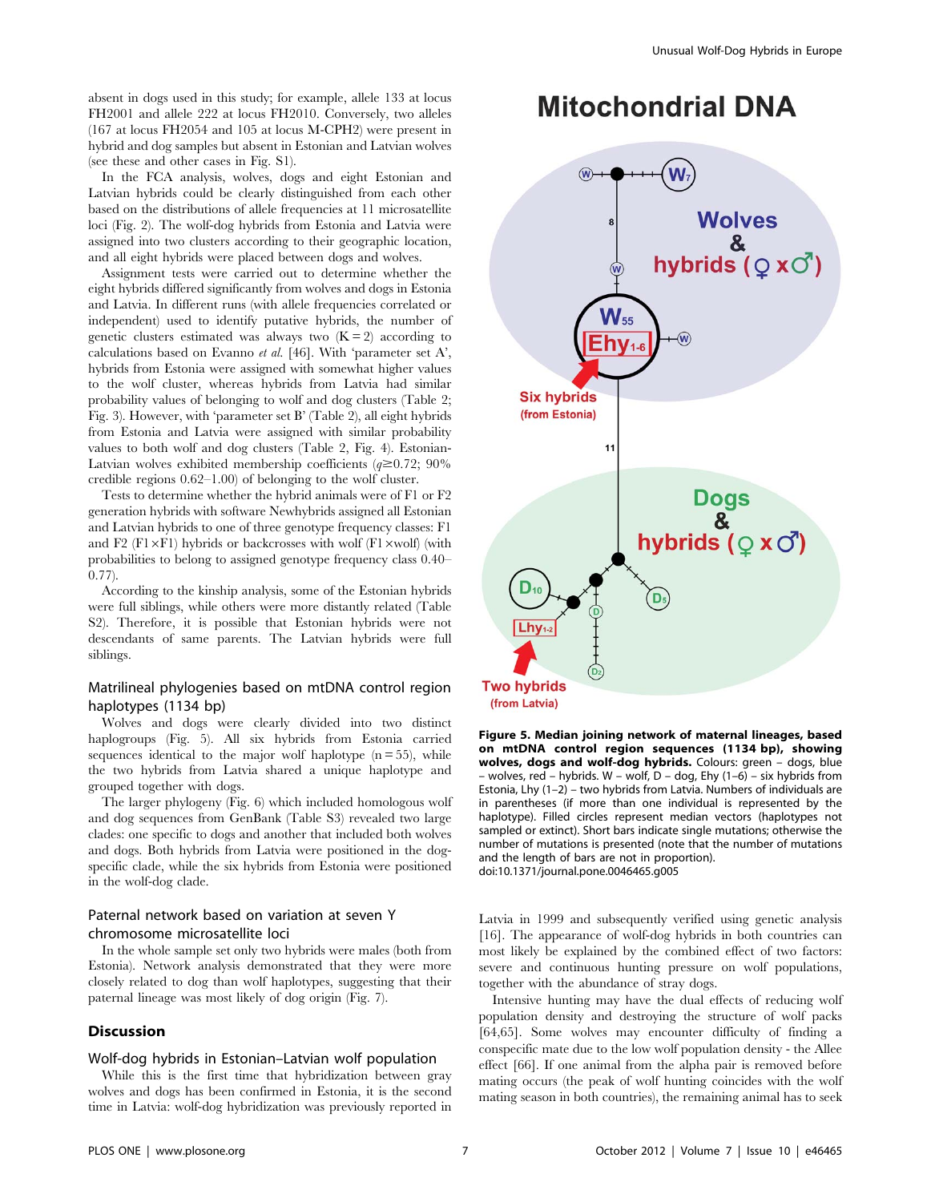absent in dogs used in this study; for example, allele 133 at locus FH2001 and allele 222 at locus FH2010. Conversely, two alleles (167 at locus FH2054 and 105 at locus M-CPH2) were present in hybrid and dog samples but absent in Estonian and Latvian wolves (see these and other cases in Fig. S1).

In the FCA analysis, wolves, dogs and eight Estonian and Latvian hybrids could be clearly distinguished from each other based on the distributions of allele frequencies at 11 microsatellite loci (Fig. 2). The wolf-dog hybrids from Estonia and Latvia were assigned into two clusters according to their geographic location, and all eight hybrids were placed between dogs and wolves.

Assignment tests were carried out to determine whether the eight hybrids differed significantly from wolves and dogs in Estonia and Latvia. In different runs (with allele frequencies correlated or independent) used to identify putative hybrids, the number of genetic clusters estimated was always two ($K = 2$) according to calculations based on Evanno *et al.* [46]. With 'parameter set A', hybrids from Estonia were assigned with somewhat higher values to the wolf cluster, whereas hybrids from Latvia had similar probability values of belonging to wolf and dog clusters (Table 2; Fig. 3). However, with 'parameter set B' (Table 2), all eight hybrids from Estonia and Latvia were assigned with similar probability values to both wolf and dog clusters (Table 2, Fig. 4). Estonian-Latvian wolves exhibited membership coefficients ($q \gtrsim 0.72$; 90% credible regions 0.62–1.00) of belonging to the wolf cluster.

Tests to determine whether the hybrid animals were of F1 or F2 generation hybrids with software Newhybrids assigned all Estonian and Latvian hybrids to one of three genotype frequency classes: F1 and F2 (F1×F1) hybrids or backcrosses with wolf (F1×wolf) (with probabilities to belong to assigned genotype frequency class 0.40–0.77).

According to the kinship analysis, some of the Estonian hybrids were full siblings, while others were more distantly related (Table S2). Therefore, it is possible that Estonian hybrids were not descendants of same parents. The Latvian hybrids were full siblings.

### Matrilineal phylogenies based on mtDNA control region haplotypes (1134 bp)

Wolves and dogs were clearly divided into two distinct haplogroups (Fig. 5). All six hybrids from Estonia carried sequences identical to the major wolf haplotype ($n = 55$), while the two hybrids from Latvia shared a unique haplotype and grouped together with dogs.

The larger phylogeny (Fig. 6) which included homologous wolf and dog sequences from GenBank (Table S3) revealed two large clades: one specific to dogs and another that included both wolves and dogs. Both hybrids from Latvia were positioned in the dog-specific clade, while the six hybrids from Estonia were positioned in the wolf-dog clade.

### Paternal network based on variation at seven Y chromosome microsatellite loci

In the whole sample set only two hybrids were males (both from Estonia). Network analysis demonstrated that they were more closely related to dog than wolf haplotypes, suggesting that their paternal lineage was most likely of dog origin (Fig. 7).

**Figure 5. Median joining network of maternal lineages, based on mtDNA control region sequences (1134 bp), showing wolves, dogs and wolf-dog hybrids.** Colours: green – dogs, blue – wolves, red – hybrids. W – wolf, D – dog, Ehy (1–6) – six hybrids from Estonia, Lhy (1–2) – two hybrids from Latvia. Numbers of individuals are in parentheses (if more than one individual is represented by the haplotype). Filled circles represent median vectors (haplotypes not sampled or extinct). Short bars indicate single mutations; otherwise the number of mutations is presented (note that the number of mutations and the length of bars are not in proportion).
doi:10.1371/journal.pone.0046465.g005

## Discussion

### Wolf-dog hybrids in Estonian–Latvian wolf population

While this is the first time that hybridization between gray wolves and dogs has been confirmed in Estonia, it is the second time in Latvia: wolf-dog hybridization was previously reported in Latvia in 1999 and subsequently verified using genetic analysis [16]. The appearance of wolf-dog hybrids in both countries can most likely be explained by the combined effect of two factors: severe and continuous hunting pressure on wolf populations, together with the abundance of stray dogs.

Intensive hunting may have the dual effects of reducing wolf population density and destroying the structure of wolf packs [64,65]. Some wolves may encounter difficulty of finding a conspecific mate due to the low wolf population density - the Allee effect [66]. If one animal from the alpha pair is removed before mating occurs (the peak of wolf hunting coincides with the wolf mating season in both countries), the remaining animal has to seek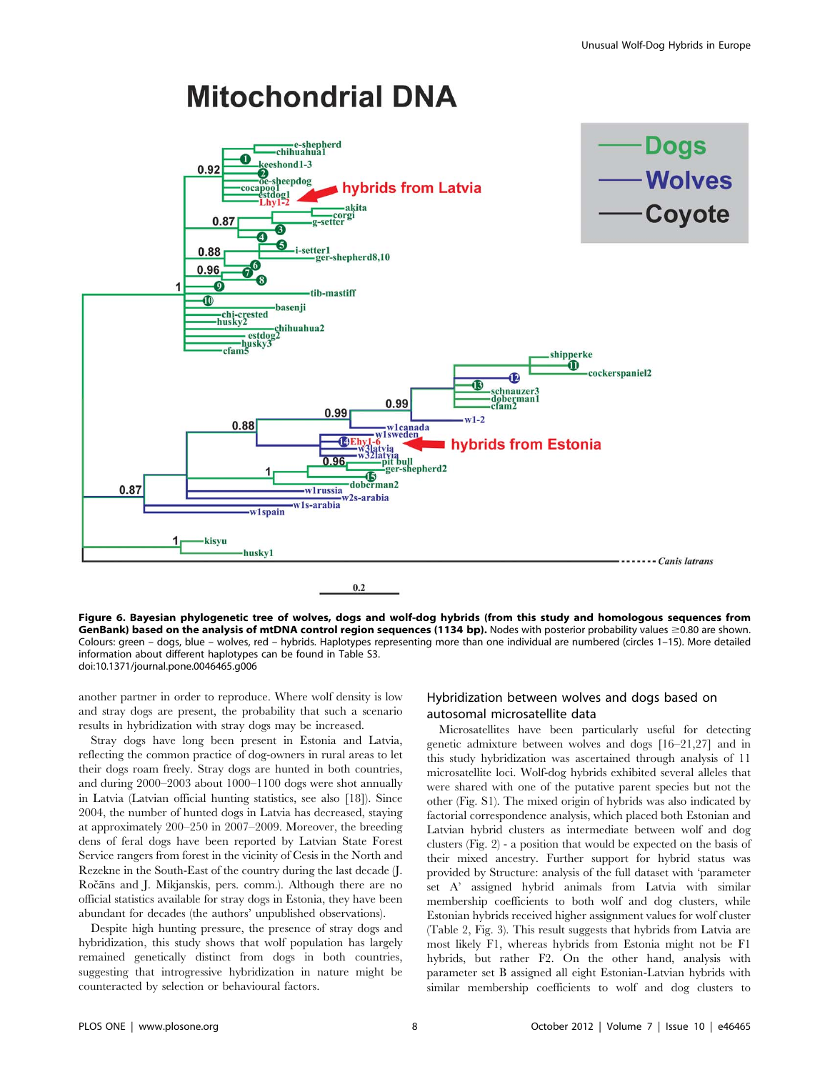**Figure 6. Bayesian phylogenetic tree of wolves, dogs and wolf-dog hybrids (from this study and homologous sequences from GenBank) based on the analysis of mtDNA control region sequences (1134 bp).** Nodes with posterior probability values ≥0.80 are shown. Colours: green – dogs, blue – wolves, red – hybrids. Haplotypes representing more than one individual are numbered (circles 1–15). More detailed information about different haplotypes can be found in Table S3.
doi:10.1371/journal.pone.0046465.g006

another partner in order to reproduce. Where wolf density is low and stray dogs are present, the probability that such a scenario results in hybridization with stray dogs may be increased.

Stray dogs have long been present in Estonia and Latvia, reflecting the common practice of dog-owners in rural areas to let their dogs roam freely. Stray dogs are hunted in both countries, and during 2000–2003 about 1000–1100 dogs were shot annually in Latvia (Latvian official hunting statistics, see also [18]). Since 2004, the number of hunted dogs in Latvia has decreased, staying at approximately 200–250 in 2007–2009. Moreover, the breeding dens of feral dogs have been reported by Latvian State Forest Service rangers from forest in the vicinity of Cesis in the North and Rezekne in the South-East of the country during the last decade (J. Ročāns and J. Mikjanskis, pers. comm.). Although there are no official statistics available for stray dogs in Estonia, they have been abundant for decades (the authors' unpublished observations).

Despite high hunting pressure, the presence of stray dogs and hybridization, this study shows that wolf population has largely remained genetically distinct from dogs in both countries, suggesting that introgressive hybridization in nature might be counteracted by selection or behavioural factors.

## Hybridization between wolves and dogs based on autosomal microsatellite data

Microsatellites have been particularly useful for detecting genetic admixture between wolves and dogs [16–21,27] and in this study hybridization was ascertained through analysis of 11 microsatellite loci. Wolf-dog hybrids exhibited several alleles that were shared with one of the putative parent species but not the other (Fig. S1). The mixed origin of hybrids was also indicated by factorial correspondence analysis, which placed both Estonian and Latvian hybrid clusters as intermediate between wolf and dog clusters (Fig. 2) - a position that would be expected on the basis of their mixed ancestry. Further support for hybrid status was provided by Structure: analysis of the full dataset with 'parameter set A' assigned hybrid animals from Latvia with similar membership coefficients to both wolf and dog clusters, while Estonian hybrids received higher assignment values for wolf cluster (Table 2, Fig. 3). This result suggests that hybrids from Latvia are most likely F1, whereas hybrids from Estonia might not be F1 hybrids, but rather F2. On the other hand, analysis with parameter set B assigned all eight Estonian-Latvian hybrids with similar membership coefficients to wolf and dog clusters to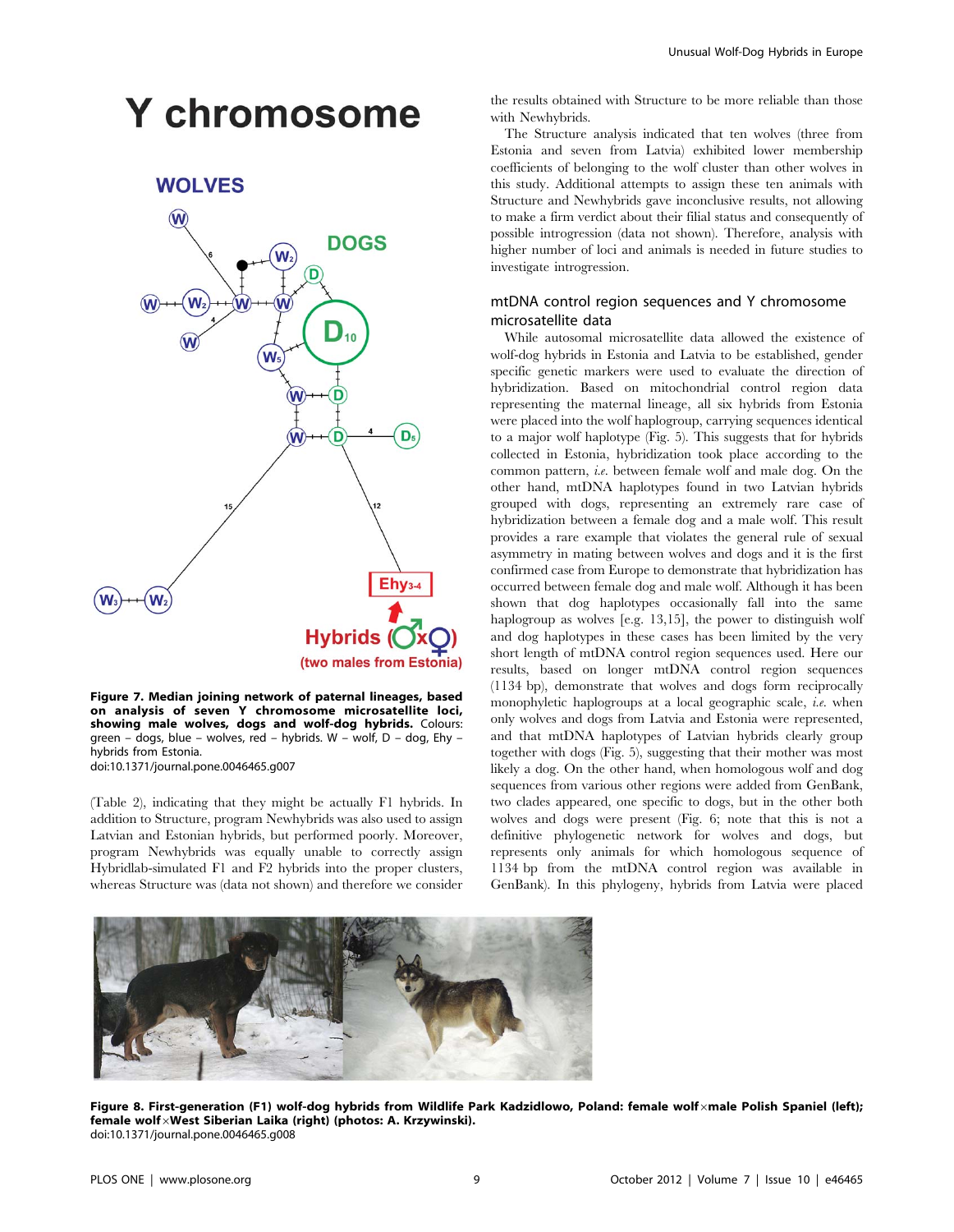Y chromosome

WOLVES

DOGS

W, W2, W, W2, W, W, W, W2, D, D10, W5, W, D, W, D, D5, W3, W2, Ehy3-4

6, 4, 4, 15, 12

Hybrids (♂x♀)

(two males from Estonia)

**Figure 7. Median joining network of paternal lineages, based on analysis of seven Y chromosome microsatellite loci, showing male wolves, dogs and wolf-dog hybrids.** Colours: green – dogs, blue – wolves, red – hybrids. W – wolf, D – dog, Ehy – hybrids from Estonia.
doi:10.1371/journal.pone.0046465.g007

(Table 2), indicating that they might be actually F1 hybrids. In addition to Structure, program Newhybrids was also used to assign Latvian and Estonian hybrids, but performed poorly. Moreover, program Newhybrids was equally unable to correctly assign Hybridlab-simulated F1 and F2 hybrids into the proper clusters, whereas Structure was (data not shown) and therefore we consider the results obtained with Structure to be more reliable than those with Newhybrids.

The Structure analysis indicated that ten wolves (three from Estonia and seven from Latvia) exhibited lower membership coefficients of belonging to the wolf cluster than other wolves in this study. Additional attempts to assign these ten animals with Structure and Newhybrids gave inconclusive results, not allowing to make a firm verdict about their filial status and consequently of possible introgression (data not shown). Therefore, analysis with higher number of loci and animals is needed in future studies to investigate introgression.

### mtDNA control region sequences and Y chromosome microsatellite data

While autosomal microsatellite data allowed the existence of wolf-dog hybrids in Estonia and Latvia to be established, gender specific genetic markers were used to evaluate the direction of hybridization. Based on mitochondrial control region data representing the maternal lineage, all six hybrids from Estonia were placed into the wolf haplogroup, carrying sequences identical to a major wolf haplotype (Fig. 5). This suggests that for hybrids collected in Estonia, hybridization took place according to the common pattern, *i.e.* between female wolf and male dog. On the other hand, mtDNA haplotypes found in two Latvian hybrids grouped with dogs, representing an extremely rare case of hybridization between a female dog and a male wolf. This result provides a rare example that violates the general rule of sexual asymmetry in mating between wolves and dogs and it is the first confirmed case from Europe to demonstrate that hybridization has occurred between female dog and male wolf. Although it has been shown that dog haplotypes occasionally fall into the same haplogroup as wolves [e.g. 13,15], the power to distinguish wolf and dog haplotypes in these cases has been limited by the very short length of mtDNA control region sequences used. Here our results, based on longer mtDNA control region sequences (1134 bp), demonstrate that wolves and dogs form reciprocally monophyletic haplogroups at a local geographic scale, *i.e.* when only wolves and dogs from Latvia and Estonia were represented, and that mtDNA haplotypes of Latvian hybrids clearly group together with dogs (Fig. 5), suggesting that their mother was most likely a dog. On the other hand, when homologous wolf and dog sequences from various other regions were added from GenBank, two clades appeared, one specific to dogs, but in the other both wolves and dogs were present (Fig. 6; note that this is not a definitive phylogenetic network for wolves and dogs, but represents only animals for which homologous sequence of 1134 bp from the mtDNA control region was available in GenBank). In this phylogeny, hybrids from Latvia were placed

**Figure 8. First-generation (F1) wolf-dog hybrids from Wildlife Park Kadzidlowo, Poland: female wolf×male Polish Spaniel (left); female wolf×West Siberian Laika (right) (photos: A. Krzywinski).**
doi:10.1371/journal.pone.0046465.g008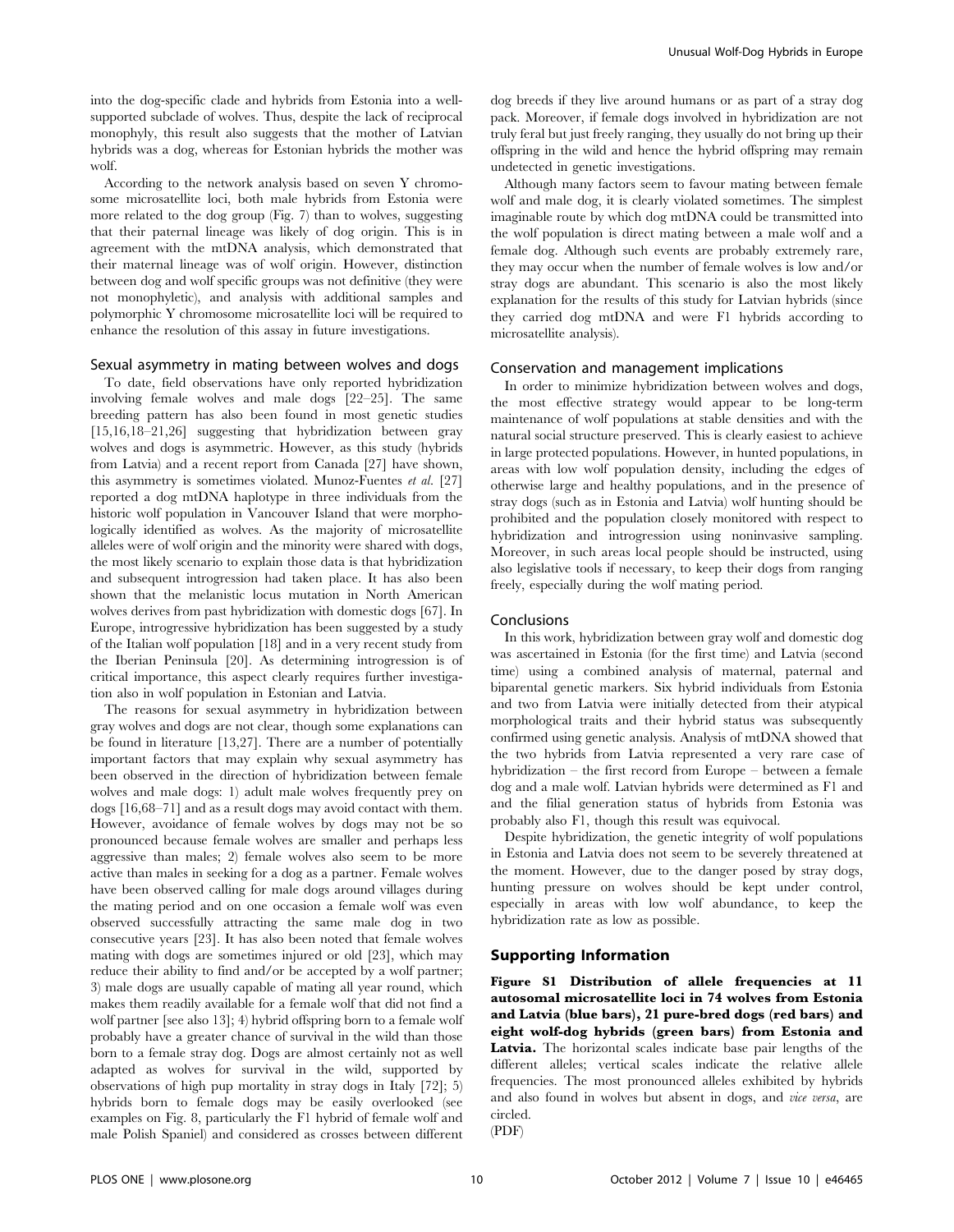into the dog-specific clade and hybrids from Estonia into a well-supported subclade of wolves. Thus, despite the lack of reciprocal monophyly, this result also suggests that the mother of Latvian hybrids was a dog, whereas for Estonian hybrids the mother was wolf.

According to the network analysis based on seven Y chromosome microsatellite loci, both male hybrids from Estonia were more related to the dog group (Fig. 7) than to wolves, suggesting that their paternal lineage was likely of dog origin. This is in agreement with the mtDNA analysis, which demonstrated that their maternal lineage was of wolf origin. However, distinction between dog and wolf specific groups was not definitive (they were not monophyletic), and analysis with additional samples and polymorphic Y chromosome microsatellite loci will be required to enhance the resolution of this assay in future investigations.

### Sexual asymmetry in mating between wolves and dogs

To date, field observations have only reported hybridization involving female wolves and male dogs [22–25]. The same breeding pattern has also been found in most genetic studies [15,16,18–21,26] suggesting that hybridization between gray wolves and dogs is asymmetric. However, as this study (hybrids from Latvia) and a recent report from Canada [27] have shown, this asymmetry is sometimes violated. Munoz-Fuentes *et al.* [27] reported a dog mtDNA haplotype in three individuals from the historic wolf population in Vancouver Island that were morphologically identified as wolves. As the majority of microsatellite alleles were of wolf origin and the minority were shared with dogs, the most likely scenario to explain those data is that hybridization and subsequent introgression had taken place. It has also been shown that the melanistic locus mutation in North American wolves derives from past hybridization with domestic dogs [67]. In Europe, introgressive hybridization has been suggested by a study of the Italian wolf population [18] and in a very recent study from the Iberian Peninsula [20]. As determining introgression is of critical importance, this aspect clearly requires further investigation also in wolf population in Estonian and Latvia.

The reasons for sexual asymmetry in hybridization between gray wolves and dogs are not clear, though some explanations can be found in literature [13,27]. There are a number of potentially important factors that may explain why sexual asymmetry has been observed in the direction of hybridization between female wolves and male dogs: 1) adult male wolves frequently prey on dogs [16,68–71] and as a result dogs may avoid contact with them. However, avoidance of female wolves by dogs may not be so pronounced because female wolves are smaller and perhaps less aggressive than males; 2) female wolves also seem to be more active than males in seeking for a dog as a partner. Female wolves have been observed calling for male dogs around villages during the mating period and on one occasion a female wolf was even observed successfully attracting the same male dog in two consecutive years [23]. It has also been noted that female wolves mating with dogs are sometimes injured or old [23], which may reduce their ability to find and/or be accepted by a wolf partner; 3) male dogs are usually capable of mating all year round, which makes them readily available for a female wolf that did not find a wolf partner [see also 13]; 4) hybrid offspring born to a female wolf probably have a greater chance of survival in the wild than those born to a female stray dog. Dogs are almost certainly not as well adapted as wolves for survival in the wild, supported by observations of high pup mortality in stray dogs in Italy [72]; 5) hybrids born to female dogs may be easily overlooked (see examples on Fig. 8, particularly the F1 hybrid of female wolf and male Polish Spaniel) and considered as crosses between different dog breeds if they live around humans or as part of a stray dog pack. Moreover, if female dogs involved in hybridization are not truly feral but just freely ranging, they usually do not bring up their offspring in the wild and hence the hybrid offspring may remain undetected in genetic investigations.

Although many factors seem to favour mating between female wolf and male dog, it is clearly violated sometimes. The simplest imaginable route by which dog mtDNA could be transmitted into the wolf population is direct mating between a male wolf and a female dog. Although such events are probably extremely rare, they may occur when the number of female wolves is low and/or stray dogs are abundant. This scenario is also the most likely explanation for the results of this study for Latvian hybrids (since they carried dog mtDNA and were F1 hybrids according to microsatellite analysis).

### Conservation and management implications

In order to minimize hybridization between wolves and dogs, the most effective strategy would appear to be long-term maintenance of wolf populations at stable densities and with the natural social structure preserved. This is clearly easiest to achieve in large protected populations. However, in hunted populations, in areas with low wolf population density, including the edges of otherwise large and healthy populations, and in the presence of stray dogs (such as in Estonia and Latvia) wolf hunting should be prohibited and the population closely monitored with respect to hybridization and introgression using noninvasive sampling. Moreover, in such areas local people should be instructed, using also legislative tools if necessary, to keep their dogs from ranging freely, especially during the wolf mating period.

### Conclusions

In this work, hybridization between gray wolf and domestic dog was ascertained in Estonia (for the first time) and Latvia (second time) using a combined analysis of maternal, paternal and biparental genetic markers. Six hybrid individuals from Estonia and two from Latvia were initially detected from their atypical morphological traits and their hybrid status was subsequently confirmed using genetic analysis. Analysis of mtDNA showed that the two hybrids from Latvia represented a very rare case of hybridization – the first record from Europe – between a female dog and a male wolf. Latvian hybrids were determined as F1 and the filial generation status of hybrids from Estonia was probably also F1, though this result was equivocal.

Despite hybridization, the genetic integrity of wolf populations in Estonia and Latvia does not seem to be severely threatened at the moment. However, due to the danger posed by stray dogs, hunting pressure on wolves should be kept under control, especially in areas with low wolf abundance, to keep the hybridization rate as low as possible.

## Supporting Information

**Figure S1 Distribution of allele frequencies at 11 autosomal microsatellite loci in 74 wolves from Estonia and Latvia (blue bars), 21 pure-bred dogs (red bars) and eight wolf-dog hybrids (green bars) from Estonia and Latvia.** The horizontal scales indicate base pair lengths of the different alleles; vertical scales indicate the relative allele frequencies. The most pronounced alleles exhibited by hybrids and also found in wolves but absent in dogs, and *vice versa*, are circled.
(PDF)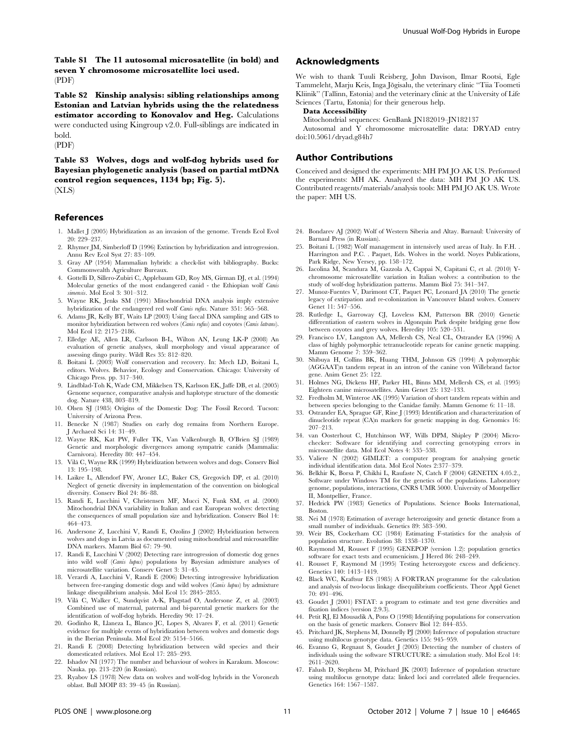**Table S1 The 11 autosomal microsatellite (in bold) and seven Y chromosome microsatellite loci used.**
(PDF)

**Table S2 Kinship analysis: sibling relationships among Estonian and Latvian hybrids using the the relatedness estimator according to Konovalov and Heg.** Calculations were conducted using Kingroup v2.0. Full-siblings are indicated in bold.
(PDF)

**Table S3 Wolves, dogs and wolf-dog hybrids used for Bayesian phylogenetic analysis (based on partial mtDNA control region sequences, 1134 bp; Fig. 5).**
(XLS)

## Acknowledgments

We wish to thank Tuuli Reisberg, John Davison, Ilmar Rootsi, Egle Tammeleht, Marju Keis, Inga Jõgisalu, the veterinary clinic ''Tiia Toometi Kliinik'' (Tallinn, Estonia) and the veterinary clinic at the University of Life Sciences (Tartu, Estonia) for their generous help.

**Data Accessibility**

Mitochondrial sequences: GenBank JN182019–JN182137

Autosomal and Y chromosome microsatellite data: DRYAD entry doi:10.5061/dryad.g84h7

## Author Contributions

Conceived and designed the experiments: MH PM JO AK US. Performed the experiments: MH AK. Analyzed the data: MH PM JO AK US. Contributed reagents/materials/analysis tools: MH PM JO AK US. Wrote the paper: MH US.

## References

1. Mallet J (2005) Hybridization as an invasion of the genome. Trends Ecol Evol 20: 229–237.
2. Rhymer JM, Simberloff D (1996) Extinction by hybridization and introgression. Annu Rev Ecol Syst 27: 83–109.
3. Gray AP (1954) Mammalian hybrids: a check-list with bibliography. Bucks: Commonwealth Agriculture Bureaux.
4. Gottelli D, Sillero-Zubiri C, Applebaum GD, Roy MS, Girman DJ, et al. (1994) Molecular genetics of the most endangered canid - the Ethiopian wolf *Canis simensis*. Mol Ecol 3: 301–312.
5. Wayne RK, Jenks SM (1991) Mitochondrial DNA analysis imply extensive hybridization of the endangered red wolf *Canis rufus*. Nature 351: 565–568.
6. Adams JR, Kelly BT, Waits LP (2003) Using faecal DNA sampling and GIS to monitor hybridization between red wolves (*Canis rufus*) and coyotes (*Canis latrans*). Mol Ecol 12: 2175–2186.
7. Elledge AE, Allen LR, Carlsson B-L, Wilton AN, Leung LK-P (2008) An evaluation of genetic analyses, skull morphology and visual appearance of assessing dingo purity. Wildl Res 35: 812–820.
8. Boitani L (2003) Wolf conservation and recovery. In: Mech LD, Boitani L, editors. Wolves. Behavior, Ecology and Conservation. Chicago: University of Chicago Press. pp. 317–340.
9. Lindblad-Toh K, Wade CM, Mikkelsen TS, Karlsson EK, Jaffe DB, et al. (2005) Genome sequence, comparative analysis and haplotype structure of the domestic dog. Nature 438, 803–819.
10. Olsen SJ (1985) Origins of the Domestic Dog: The Fossil Record. Tucson: University of Arizona Press.
11. Benecke N (1987) Studies on early dog remains from Northern Europe. J Archaeol Sci 14: 31–49.
12. Wayne RK, Kat PW, Fuller TK, Van Valkenburgh B, O'Brien SJ (1989) Genetic and morphologic divergences among sympatric canids (Mammalia: Carnivora). Heredity 80: 447–454.
13. Vilà C, Wayne RK (1999) Hybridization between wolves and dogs. Conserv Biol 13: 195–198.
14. Laikre L, Allendorf FW, Aroner LC, Baker CS, Gregovich DP, et al. (2010) Neglect of genetic diversity in implementation of the convention on biological diversity. Conserv Biol 24: 86–88.
15. Randi E, Lucchini V, Christensen MF, Mucci N, Funk SM, et al. (2000) Mitochondrial DNA variability in Italian and east European wolves: detecting the consequences of small population size and hybridization. Conserv Biol 14: 464–473.
16. Andersone Z, Lucchini V, Randi E, Ozolins J (2002) Hybridization between wolves and dogs in Latvia as documented using mitochondrial and microsatellite DNA markers. Mamm Biol 67: 79–90.
17. Randi E, Lucchini V (2002) Detecting rare introgression of domestic dog genes into wild wolf (*Canis lupus*) populations by Bayesian admixture analyses of microsatellite variation. Conserv Genet 3: 31–45.
18. Verardi A, Lucchini V, Randi E (2006) Detecting introgressive hybridization between free-ranging domestic dogs and wild wolves (*Canis lupus*) by admixture linkage disequilibrium analysis. Mol Ecol 15: 2845–2855.
19. Vilà C, Walker C, Sundqvist A-K, Flagstad O, Andersone Z, et al. (2003) Combined use of maternal, paternal and bi-parental genetic markers for the identification of wolf-dog hybrids. Heredity 90: 17–24.
20. Godinho R, Llaneza L, Blanco JC, Lopes S, Alvares F, et al. (2011) Genetic evidence for multiple events of hybridization between wolves and domestic dogs in the Iberian Peninsula. Mol Ecol 20: 5154–5166.
21. Randi E (2008) Detecting hybridization between wild species and their domesticated relatives. Mol Ecol 17: 285–293.
22. Ishadov NI (1977) The number and behaviour of wolves in Karakum. Moscow: Nauka. pp. 213–220 (in Russian).
23. Ryabov LS (1978) New data on wolves and wolf-dog hybrids in the Voronezh oblast. Bull MOIP 83: 39–45 (in Russian).
24. Bondarev AJ (2002) Wolf of Western Siberia and Altay. Barnaul: University of Barnaul Press (in Russian).
25. Boitani L (1982) Wolf management in intensively used areas of Italy. In F.H. . Harrington and P.C. . Paquet, Eds. Wolves in the world. Noyes Publications, Park Ridge, New Yersey, pp. 158–172.
26. Iacolina M, Scandura M, Gazzola A, Cappai N, Capitani C, et al. (2010) Y-chromosome microsatellite variation in Italian wolves: a contribution to the study of wolf-dog hybridization patterns. Mamm Biol 75: 341–347.
27. Munoz-Fuentes V, Darimont CT, Paquet PC, Leonard JA (2010) The genetic legacy of extirpation and re-colonization in Vancouver Island wolves. Conserv Genet 11: 547–556.
28. Rutledge L, Garroway CJ, Loveless KM, Patterson BR (2010) Genetic differentiation of eastern wolves in Algonquin Park despite bridging gene flow between coyotes and grey wolves. Heredity 105: 520–531.
29. Francisco LV, Langston AA, Mellersh CS, Neal CL, Ostrander EA (1996) A class of highly polymorphic tetranucleotide repeats for canine genetic mapping. Mamm Genome 7: 359–362.
30. Shibuya H, Collins BK, Huang THM, Johnson GS (1994) A polymorphic (AGGAAT)n tandem repeat in an intron of the canine von Willebrand factor gene. Anim Genet 25: 122.
31. Holmes NG, Dickens HF, Parker HL, Binns MM, Mellersh CS, et al. (1995) Eighteen canine microsatellites. Anim Genet 25: 132–133.
32. Fredholm M, Winteroe AK (1995) Variation of short tandem repeats within and between species belonging to the Canidae family. Mamm Genome 6: 11–18.
33. Ostrander EA, Sprague GF, Rine J (1993) Identification and characterization of dinucleotide repeat (CA)n markers for genetic mapping in dog. Genomics 16: 207–213.
34. van Oosterhout C, Hutchinson WF, Wills DPM, Shipley P (2004) Micro-checker: Software for identifying and correcting genotyping errors in microsatellite data. Mol Ecol Notes 4: 535–538.
35. Valiere N (2002) GIMLET: a computer program for analysing genetic individual identification data. Mol Ecol Notes 2:377–379.
36. Belkhir K, Borsa P, Chikhi L, Raufaste N, Catch F (2004) GENETIX 4.05.2., Software under Windows TM for the genetics of the populations. Laboratory genome, populations, interactions, CNRS UMR 5000. University of Montpellier II, Montpellier, France.
37. Hedrick PW (1983) Genetics of Populations. Science Books International, Boston.
38. Nei M (1978) Estimation of average heterozygosity and genetic distance from a small number of individuals. Genetics 89: 583–590.
39. Weir BS, Cockerham CC (1984) Estimating F-statistics for the analysis of population structure. Evolution 38: 1358–1370.
40. Raymond M, Rousset F (1995) GENEPOP (version 1.2): population genetics software for exact tests and ecumenicism. J Hered 86: 248–249.
41. Rousset F, Raymond M (1995) Testing heterozygote excess and deficiency. Genetics 140: 1413–1419.
42. Black WC, Kraftsur ES (1985) A FORTRAN programme for the calculation and analysis of two-locus linkage disequilibrium coefficients. Theor Appl Genet 70: 491–496.
43. Goudet J (2001) FSTAT: a program to estimate and test gene diversities and fixation indices (version 2.9.3).
44. Petit RJ, El Mousadik A, Pons O (1998) Identifying populations for conservation on the basis of genetic markers. Conserv Biol 12: 844–855.
45. Pritchard JK, Stephens M, Donnelly PJ (2000) Inference of population structure using multilocus genotype data. Genetics 155: 945–959.
46. Evanno G, Regnaut S, Goudet J (2005) Detecting the number of clusters of individuals using the software STRUCTURE: a simulation study. Mol Ecol 14: 2611–2620.
47. Falush D, Stephens M, Pritchard JK (2003) Inference of population structure using multilocus genotype data: linked loci and correlated allele frequencies. Genetics 164: 1567–1587.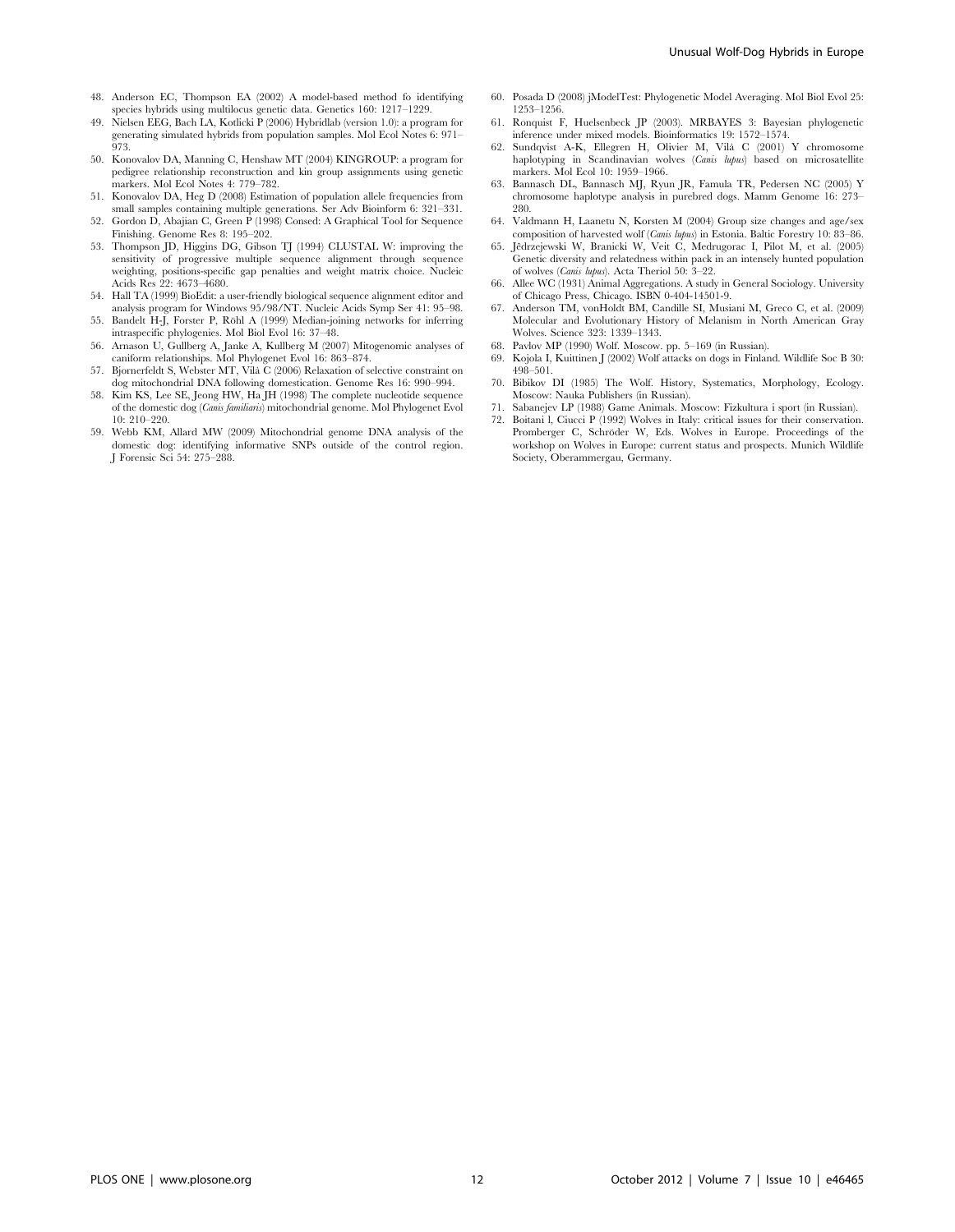48. Anderson EC, Thompson EA (2002) A model-based method fo identifying species hybrids using multilocus genetic data. Genetics 160: 1217–1229.
49. Nielsen EEG, Bach LA, Kotlicki P (2006) Hybridlab (version 1.0): a program for generating simulated hybrids from population samples. Mol Ecol Notes 6: 971–973.
50. Konovalov DA, Manning C, Henshaw MT (2004) KINGROUP: a program for pedigree relationship reconstruction and kin group assignments using genetic markers. Mol Ecol Notes 4: 779–782.
51. Konovalov DA, Heg D (2008) Estimation of population allele frequencies from small samples containing multiple generations. Ser Adv Bioinform 6: 321–331.
52. Gordon D, Abajian C, Green P (1998) Consed: A Graphical Tool for Sequence Finishing. Genome Res 8: 195–202.
53. Thompson JD, Higgins DG, Gibson TJ (1994) CLUSTAL W: improving the sensitivity of progressive multiple sequence alignment through sequence weighting, positions-specific gap penalties and weight matrix choice. Nucleic Acids Res 22: 4673–4680.
54. Hall TA (1999) BioEdit: a user-friendly biological sequence alignment editor and analysis program for Windows 95/98/NT. Nucleic Acids Symp Ser 41: 95–98.
55. Bandelt H-J, Forster P, Röhl A (1999) Median-joining networks for inferring intraspecific phylogenies. Mol Biol Evol 16: 37–48.
56. Arnason U, Gullberg A, Janke A, Kullberg M (2007) Mitogenomic analyses of caniform relationships. Mol Phylogenet Evol 16: 863–874.
57. Bjornerfeldt S, Webster MT, Vilà C (2006) Relaxation of selective constraint on dog mitochondrial DNA following domestication. Genome Res 16: 990–994.
58. Kim KS, Lee SE, Jeong HW, Ha JH (1998) The complete nucleotide sequence of the domestic dog (*Canis familiaris*) mitochondrial genome. Mol Phylogenet Evol 10: 210–220.
59. Webb KM, Allard MW (2009) Mitochondrial genome DNA analysis of the domestic dog: identifying informative SNPs outside of the control region. J Forensic Sci 54: 275–288.
60. Posada D (2008) jModelTest: Phylogenetic Model Averaging. Mol Biol Evol 25: 1253–1256.
61. Ronquist F, Huelsenbeck JP (2003). MRBAYES 3: Bayesian phylogenetic inference under mixed models. Bioinformatics 19: 1572–1574.
62. Sundqvist A-K, Ellegren H, Olivier M, Vilà C (2001) Y chromosome haplotyping in Scandinavian wolves (*Canis lupus*) based on microsatellite markers. Mol Ecol 10: 1959–1966.
63. Bannasch DL, Bannasch MJ, Ryun JR, Famula TR, Pedersen NC (2005) Y chromosome haplotype analysis in purebred dogs. Mamm Genome 16: 273–280.
64. Valdmann H, Laanetu N, Korsten M (2004) Group size changes and age/sex composition of harvested wolf (*Canis lupus*) in Estonia. Baltic Forestry 10: 83–86.
65. Jędrzejewski W, Branicki W, Veit C, Medrugorac I, Pilot M, et al. (2005) Genetic diversity and relatedness within pack in an intensely hunted population of wolves (*Canis lupus*). Acta Theriol 50: 3–22.
66. Allee WC (1931) Animal Aggregations. A study in General Sociology. University of Chicago Press, Chicago. ISBN 0-404-14501-9.
67. Anderson TM, vonHoldt BM, Candille SI, Musiani M, Greco C, et al. (2009) Molecular and Evolutionary History of Melanism in North American Gray Wolves. Science 323: 1339–1343.
68. Pavlov MP (1990) Wolf. Moscow. pp. 5–169 (in Russian).
69. Kojola I, Kuittinen J (2002) Wolf attacks on dogs in Finland. Wildlife Soc B 30: 498–501.
70. Bibikov DI (1985) The Wolf. History, Systematics, Morphology, Ecology. Moscow: Nauka Publishers (in Russian).
71. Sabanejev LP (1988) Game Animals. Moscow: Fizkultura i sport (in Russian).
72. Boitani l, Ciucci P (1992) Wolves in Italy: critical issues for their conservation. Promberger C, Schröder W, Eds. Wolves in Europe. Proceedings of the workshop on Wolves in Europe: current status and prospects. Munich Wildlife Society, Oberammergau, Germany.